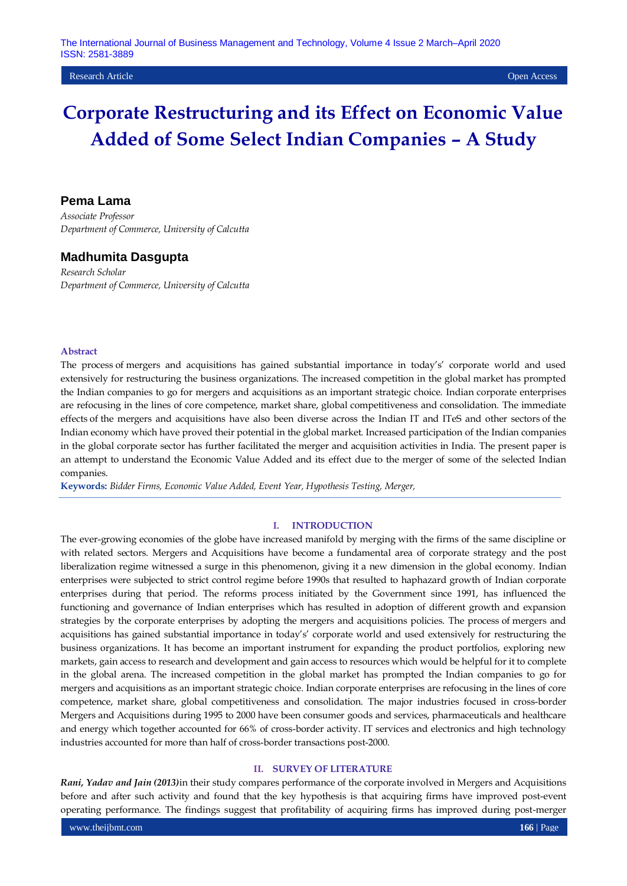Research Article | Open Access

# Corporate Restructuring and its Effect on Economic Value Added of Some Select Indian Companies – A Study

## Pema Lama

*Associate Professor*
*Department of Commerce, University of Calcutta*

## Madhumita Dasgupta

*Research Scholar*
*Department of Commerce, University of Calcutta*

**Abstract**

The process of mergers and acquisitions has gained substantial importance in today's' corporate world and used extensively for restructuring the business organizations. The increased competition in the global market has prompted the Indian companies to go for mergers and acquisitions as an important strategic choice. Indian corporate enterprises are refocusing in the lines of core competence, market share, global competitiveness and consolidation. The immediate effects of the mergers and acquisitions have also been diverse across the Indian IT and ITeS and other sectors of the Indian economy which have proved their potential in the global market. Increased participation of the Indian companies in the global corporate sector has further facilitated the merger and acquisition activities in India. The present paper is an attempt to understand the Economic Value Added and its effect due to the merger of some of the selected Indian companies.

**Keywords:** *Bidder Firms, Economic Value Added, Event Year, Hypothesis Testing, Merger,*

## I. INTRODUCTION

The ever-growing economies of the globe have increased manifold by merging with the firms of the same discipline or with related sectors. Mergers and Acquisitions have become a fundamental area of corporate strategy and the post liberalization regime witnessed a surge in this phenomenon, giving it a new dimension in the global economy. Indian enterprises were subjected to strict control regime before 1990s that resulted to haphazard growth of Indian corporate enterprises during that period. The reforms process initiated by the Government since 1991, has influenced the functioning and governance of Indian enterprises which has resulted in adoption of different growth and expansion strategies by the corporate enterprises by adopting the mergers and acquisitions policies. The process of mergers and acquisitions has gained substantial importance in today's' corporate world and used extensively for restructuring the business organizations. It has become an important instrument for expanding the product portfolios, exploring new markets, gain access to research and development and gain access to resources which would be helpful for it to complete in the global arena. The increased competition in the global market has prompted the Indian companies to go for mergers and acquisitions as an important strategic choice. Indian corporate enterprises are refocusing in the lines of core competence, market share, global competitiveness and consolidation. The major industries focused in cross-border Mergers and Acquisitions during 1995 to 2000 have been consumer goods and services, pharmaceuticals and healthcare and energy which together accounted for 66% of cross-border activity. IT services and electronics and high technology industries accounted for more than half of cross-border transactions post-2000.

## II. SURVEY OF LITERATURE

***Rani, Yadav and Jain (2013)***in their study compares performance of the corporate involved in Mergers and Acquisitions before and after such activity and found that the key hypothesis is that acquiring firms have improved post-event operating performance. The findings suggest that profitability of acquiring firms has improved during post-merger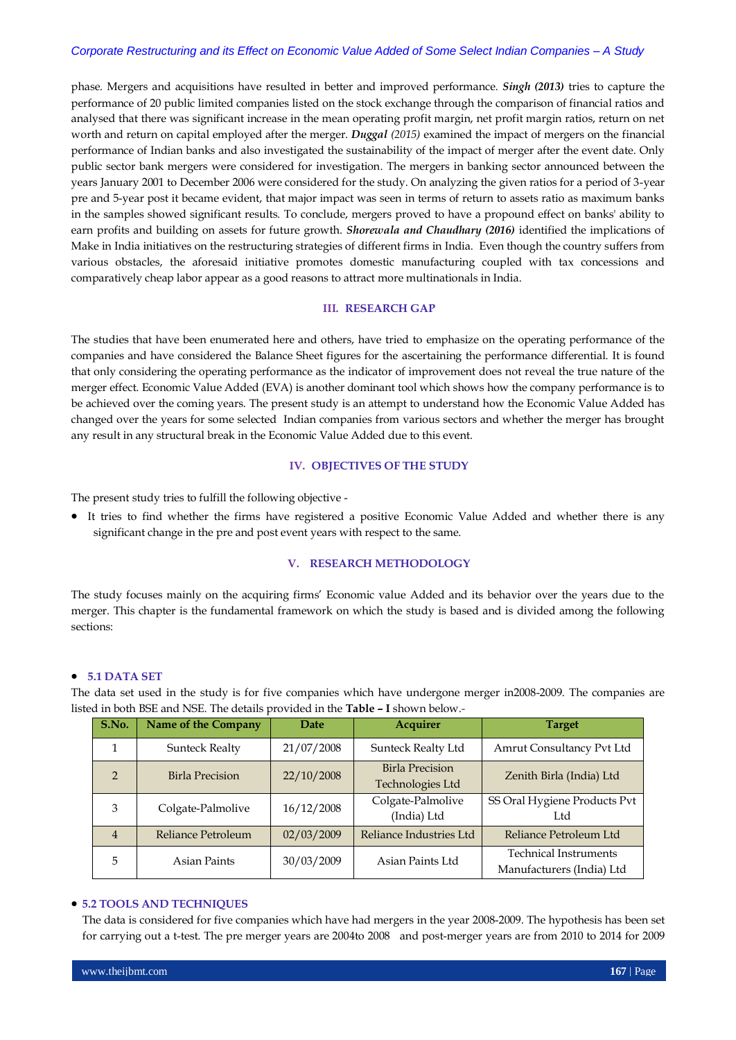phase. Mergers and acquisitions have resulted in better and improved performance. ***Singh* (2013)** tries to capture the performance of 20 public limited companies listed on the stock exchange through the comparison of financial ratios and analysed that there was significant increase in the mean operating profit margin, net profit margin ratios, return on net worth and return on capital employed after the merger. ***Duggal*** *(2015)* examined the impact of mergers on the financial performance of Indian banks and also investigated the sustainability of the impact of merger after the event date. Only public sector bank mergers were considered for investigation. The mergers in banking sector announced between the years January 2001 to December 2006 were considered for the study. On analyzing the given ratios for a period of 3-year pre and 5-year post it became evident, that major impact was seen in terms of return to assets ratio as maximum banks in the samples showed significant results. To conclude, mergers proved to have a propound effect on banks' ability to earn profits and building on assets for future growth. ***Shorewala and Chaudhary (2016)*** identified the implications of Make in India initiatives on the restructuring strategies of different firms in India. Even though the country suffers from various obstacles, the aforesaid initiative promotes domestic manufacturing coupled with tax concessions and comparatively cheap labor appear as a good reasons to attract more multinationals in India.

## III. RESEARCH GAP

The studies that have been enumerated here and others, have tried to emphasize on the operating performance of the companies and have considered the Balance Sheet figures for the ascertaining the performance differential. It is found that only considering the operating performance as the indicator of improvement does not reveal the true nature of the merger effect. Economic Value Added (EVA) is another dominant tool which shows how the company performance is to be achieved over the coming years. The present study is an attempt to understand how the Economic Value Added has changed over the years for some selected Indian companies from various sectors and whether the merger has brought any result in any structural break in the Economic Value Added due to this event.

## IV. OBJECTIVES OF THE STUDY

The present study tries to fulfill the following objective -

- It tries to find whether the firms have registered a positive Economic Value Added and whether there is any significant change in the pre and post event years with respect to the same.

## V. RESEARCH METHODOLOGY

The study focuses mainly on the acquiring firms' Economic value Added and its behavior over the years due to the merger. This chapter is the fundamental framework on which the study is based and is divided among the following sections:

- **5.1 DATA SET**

The data set used in the study is for five companies which have undergone merger in2008-2009. The companies are listed in both BSE and NSE. The details provided in the **Table – I** shown below.-

| S.No. | Name of the Company | Date | Acquirer | Target |
|---|---|---|---|---|
| 1 | Sunteck Realty | 21/07/2008 | Sunteck Realty Ltd | Amrut Consultancy Pvt Ltd |
| 2 | Birla Precision | 22/10/2008 | Birla Precision Technologies Ltd | Zenith Birla (India) Ltd |
| 3 | Colgate-Palmolive | 16/12/2008 | Colgate-Palmolive (India) Ltd | SS Oral Hygiene Products Pvt Ltd |
| 4 | Reliance Petroleum | 02/03/2009 | Reliance Industries Ltd | Reliance Petroleum Ltd |
| 5 | Asian Paints | 30/03/2009 | Asian Paints Ltd | Technical Instruments Manufacturers (India) Ltd |

- **5.2 TOOLS AND TECHNIQUES**

The data is considered for five companies which have had mergers in the year 2008-2009. The hypothesis has been set for carrying out a t-test. The pre merger years are 2004to 2008 and post-merger years are from 2010 to 2014 for 2009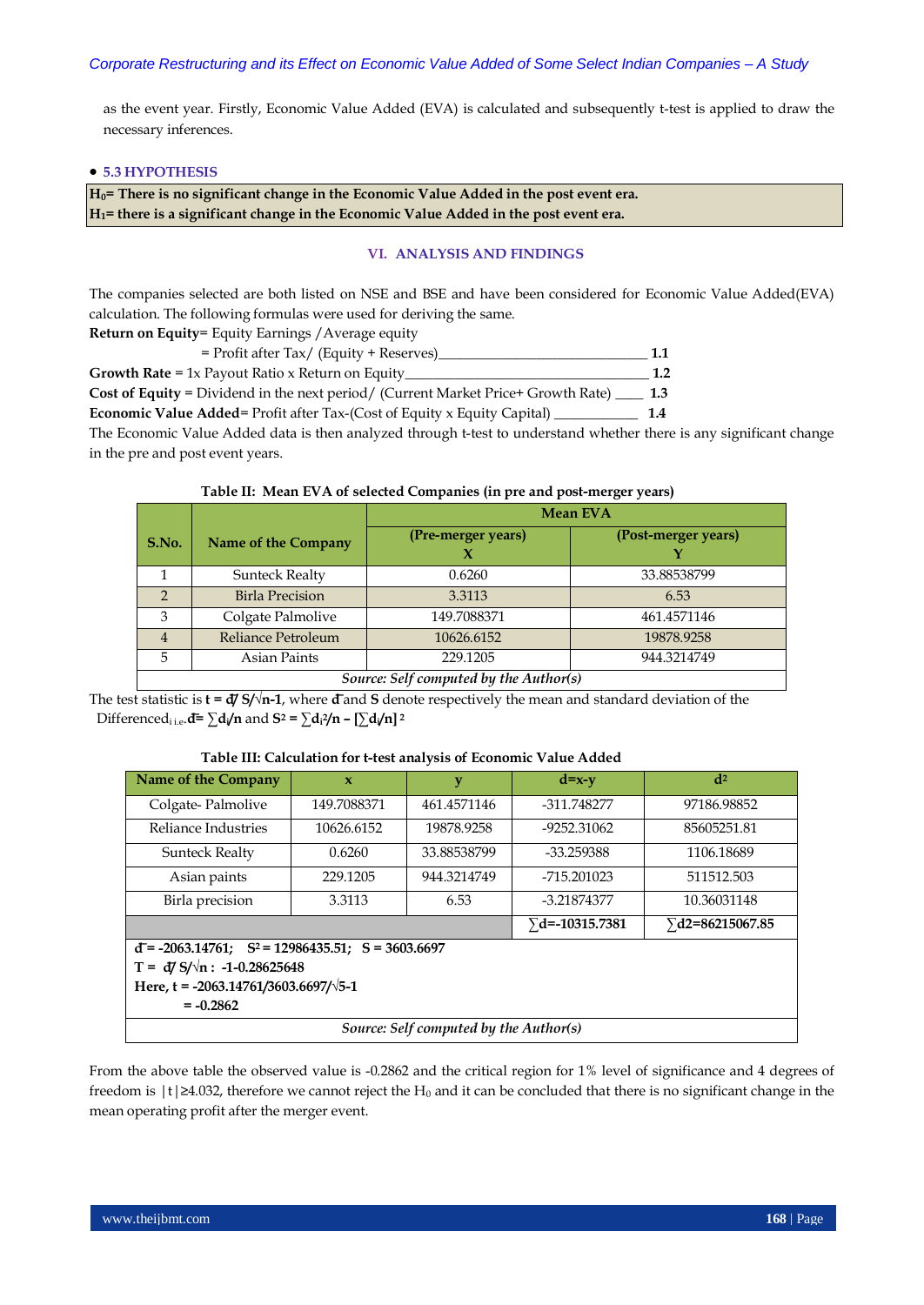as the event year. Firstly, Economic Value Added (EVA) is calculated and subsequently t-test is applied to draw the necessary inferences.

- **5.3 HYPOTHESIS**

**$H_0$= There is no significant change in the Economic Value Added in the post event era.**
**$H_1$= there is a significant change in the Economic Value Added in the post event era.**

## VI. ANALYSIS AND FINDINGS

The companies selected are both listed on NSE and BSE and have been considered for Economic Value Added(EVA) calculation. The following formulas were used for deriving the same.

**Return on Equity**= Equity Earnings /Average equity

= Profit after Tax/ (Equity + Reserves)\_\_\_\_\_\_\_\_\_\_\_\_\_\_\_\_\_\_\_\_\_\_\_\_\_\_\_\_\_\_ **1.1**

**Growth Rate** = 1x Payout Ratio x Return on Equity\_\_\_\_\_\_\_\_\_\_\_\_\_\_\_\_\_\_\_\_\_\_\_\_\_\_\_\_\_\_\_ **1.2**

**Cost of Equity** = Dividend in the next period/ (Current Market Price+ Growth Rate) \_\_\_\_ **1.3**

**Economic Value Added**= Profit after Tax-(Cost of Equity x Equity Capital) \_\_\_\_\_\_\_\_\_\_\_\_ **1.4**

The Economic Value Added data is then analyzed through t-test to understand whether there is any significant change in the pre and post event years.

**Table II: Mean EVA of selected Companies (in pre and post-merger years)**

| S.No. | Name of the Company | Mean EVA | |
|---|---|---|---|
| | | (Pre-merger years) X | (Post-merger years) Y |
| 1 | Sunteck Realty | 0.6260 | 33.88538799 |
| 2 | Birla Precision | 3.3113 | 6.53 |
| 3 | Colgate Palmolive | 149.7088371 | 461.4571146 |
| 4 | Reliance Petroleum | 10626.6152 | 19878.9258 |
| 5 | Asian Paints | 229.1205 | 944.3214749 |

*Source: Self computed by the Author(s)*

The test statistic is $\mathbf{t = \bar{d} / S/\sqrt{n-1}}$, where $\bar{d}$ and **S** denote respectively the mean and standard deviation of the Differenced$_{i\ i.e.}$ $\bar{d} = \sum d_i/n$ and $S^2 = \sum d_i^2/n - [\sum d_i/n]^2$

**Table III: Calculation for t-test analysis of Economic Value Added**

| Name of the Company | x | y | d=x-y | $d^2$ |
|---|---|---|---|---|
| Colgate- Palmolive | 149.7088371 | 461.4571146 | -311.748277 | 97186.98852 |
| Reliance Industries | 10626.6152 | 19878.9258 | -9252.31062 | 85605251.81 |
| Sunteck Realty | 0.6260 | 33.88538799 | -33.259388 | 1106.18689 |
| Asian paints | 229.1205 | 944.3214749 | -715.201023 | 511512.503 |
| Birla precision | 3.3113 | 6.53 | -3.21874377 | 10.36031148 |
| | | | ∑d=-10315.7381 | ∑d2=86215067.85 |

**$\bar{d}$ = -2063.14761; $S^2$ = 12986435.51; S = 3603.6697**
**T = $\bar{d}$/ S/$\sqrt{n}$ : -1-0.28625648**
**Here, t = -2063.14761/3603.6697/$\sqrt{5-1}$**
**= -0.2862**

*Source: Self computed by the Author(s)*

From the above table the observed value is -0.2862 and the critical region for 1% level of significance and 4 degrees of freedom is $|t| \geq 4.032$, therefore we cannot reject the $H_0$ and it can be concluded that there is no significant change in the mean operating profit after the merger event.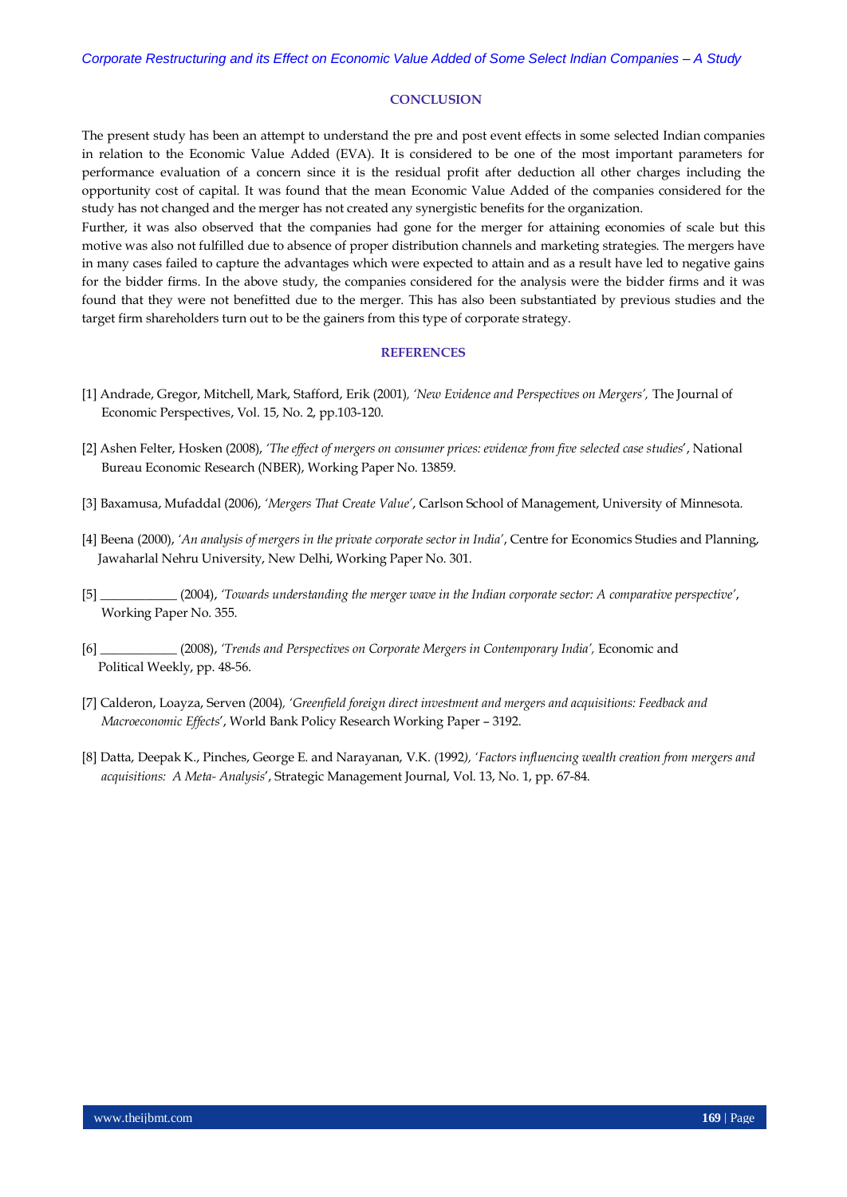## CONCLUSION

The present study has been an attempt to understand the pre and post event effects in some selected Indian companies in relation to the Economic Value Added (EVA). It is considered to be one of the most important parameters for performance evaluation of a concern since it is the residual profit after deduction all other charges including the opportunity cost of capital. It was found that the mean Economic Value Added of the companies considered for the study has not changed and the merger has not created any synergistic benefits for the organization.

Further, it was also observed that the companies had gone for the merger for attaining economies of scale but this motive was also not fulfilled due to absence of proper distribution channels and marketing strategies. The mergers have in many cases failed to capture the advantages which were expected to attain and as a result have led to negative gains for the bidder firms. In the above study, the companies considered for the analysis were the bidder firms and it was found that they were not benefitted due to the merger. This has also been substantiated by previous studies and the target firm shareholders turn out to be the gainers from this type of corporate strategy.

## REFERENCES

[1] Andrade, Gregor, Mitchell, Mark, Stafford, Erik (2001), *'New Evidence and Perspectives on Mergers',* The Journal of Economic Perspectives, Vol. 15, No. 2, pp.103-120.

[2] Ashen Felter, Hosken (2008), '*The effect of mergers on consumer prices: evidence from five selected case studies*', National Bureau Economic Research (NBER), Working Paper No. 13859.

[3] Baxamusa, Mufaddal (2006), *'Mergers That Create Value'*, Carlson School of Management, University of Minnesota.

[4] Beena (2000), *'An analysis of mergers in the private corporate sector in India'*, Centre for Economics Studies and Planning, Jawaharlal Nehru University, New Delhi, Working Paper No. 301.

[5] ___________ (2004), *'Towards understanding the merger wave in the Indian corporate sector: A comparative perspective'*, Working Paper No. 355.

[6] ___________ (2008), *'Trends and Perspectives on Corporate Mergers in Contemporary India',* Economic and Political Weekly, pp. 48-56.

[7] Calderon, Loayza, Serven (2004), *'Greenfield foreign direct investment and mergers and acquisitions: Feedback and Macroeconomic Effects*', World Bank Policy Research Working Paper – 3192.

[8] Datta, Deepak K., Pinches, George E. and Narayanan, V.K. (1992), *'Factors influencing wealth creation from mergers and acquisitions: A Meta- Analysis*', Strategic Management Journal, Vol. 13, No. 1, pp. 67-84.